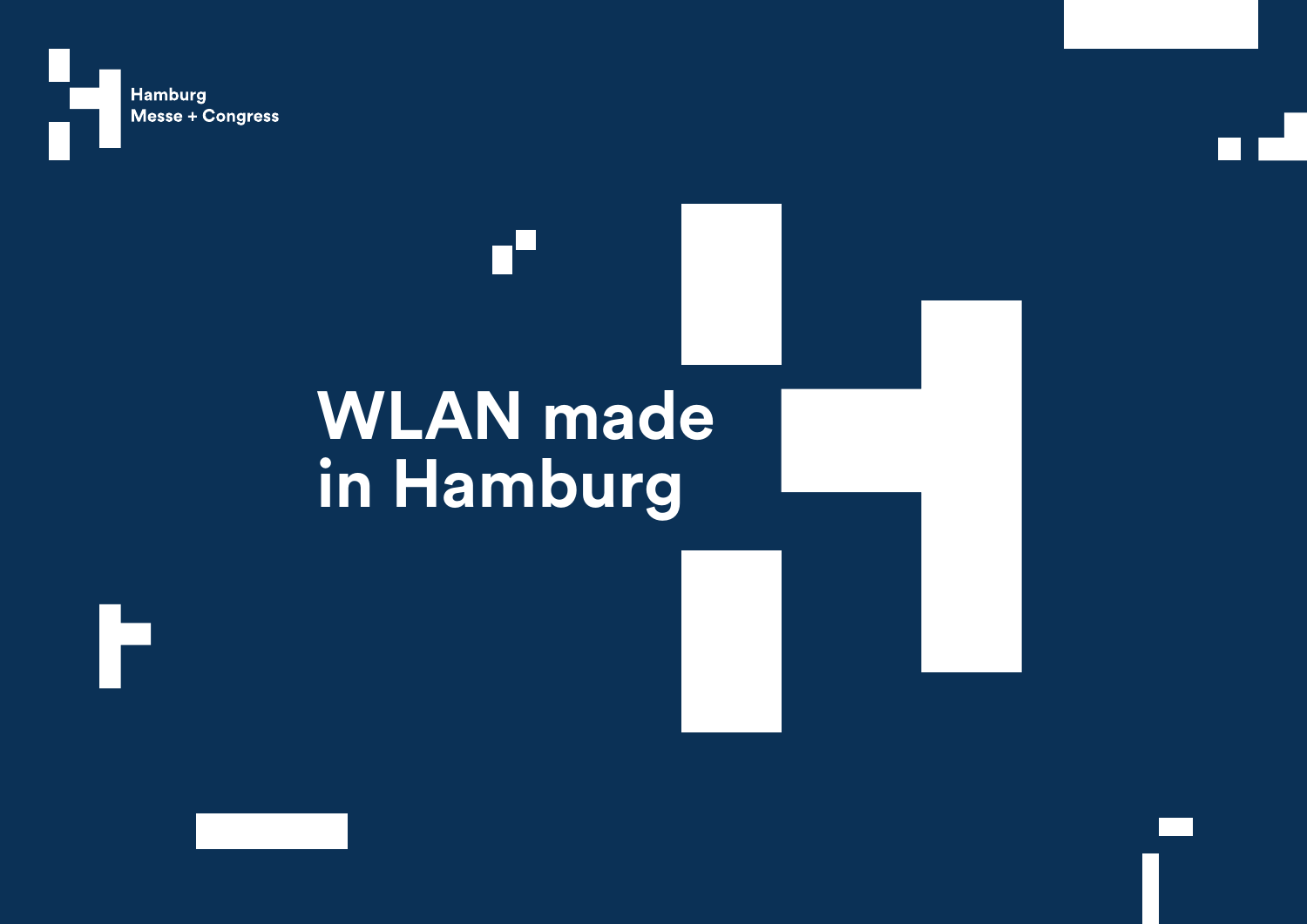Hamburg
Messe + Congress

# WLAN made in Hamburg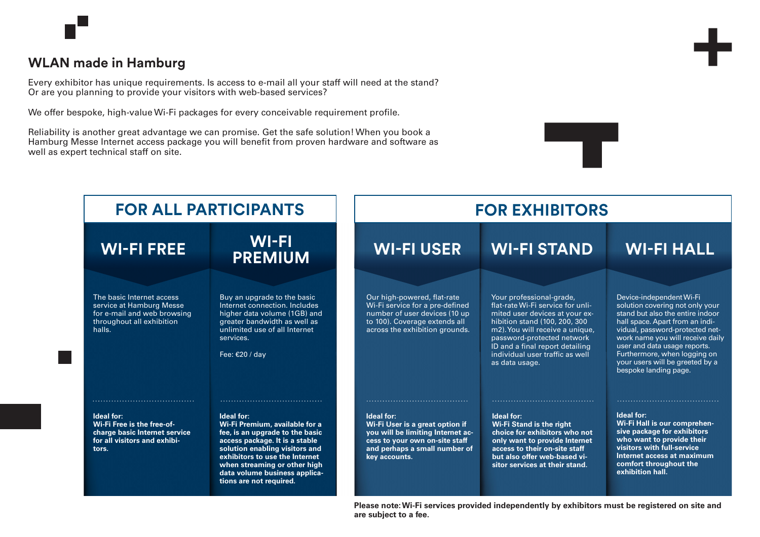## WLAN made in Hamburg

Every exhibitor has unique requirements. Is access to e-mail all your staff will need at the stand? Or are you planning to provide your visitors with web-based services?

We offer bespoke, high-value Wi-Fi packages for every conceivable requirement profile.

Reliability is another great advantage we can promise. Get the safe solution! When you book a Hamburg Messe Internet access package you will benefit from proven hardware and software as well as expert technical staff on site.

## FOR ALL PARTICIPANTS

### WI-FI FREE

The basic Internet access service at Hamburg Messe for e-mail and web browsing throughout all exhibition halls.

**Ideal for:**
**Wi-Fi Free is the free-of-charge basic Internet service for all visitors and exhibitors.**

### WI-FI PREMIUM

Buy an upgrade to the basic Internet connection. Includes higher data volume (1GB) and greater bandwidth as well as unlimited use of all Internet services.

Fee: €20 / day

**Ideal for:**
**Wi-Fi Premium, available for a fee, is an upgrade to the basic access package. It is a stable solution enabling visitors and exhibitors to use the Internet when streaming or other high data volume business applications are not required.**

## FOR EXHIBITORS

### WI-FI USER

Our high-powered, flat-rate Wi-Fi service for a pre-defined number of user devices (10 up to 100). Coverage extends all across the exhibition grounds.

**Ideal for:**
**Wi-Fi User is a great option if you will be limiting Internet access to your own on-site staff and perhaps a small number of key accounts.**

### WI-FI STAND

Your professional-grade, flat-rate Wi-Fi service for unlimited user devices at your exhibition stand (100, 200, 300 m2). You will receive a unique, password-protected network ID and a final report detailing individual user traffic as well as data usage.

**Ideal for:**
**Wi-Fi Stand is the right choice for exhibitors who not only want to provide Internet access to their on-site staff but also offer web-based visitor services at their stand.**

### WI-FI HALL

Device-independent Wi-Fi solution covering not only your stand but also the entire indoor hall space. Apart from an individual, password-protected network name you will receive daily user and data usage reports. Furthermore, when logging on your users will be greeted by a bespoke landing page.

**Ideal for:**
**Wi-Fi Hall is our comprehensive package for exhibitors who want to provide their visitors with full-service Internet access at maximum comfort throughout the exhibition hall.**

**Please note: Wi-Fi services provided independently by exhibitors must be registered on site and are subject to a fee.**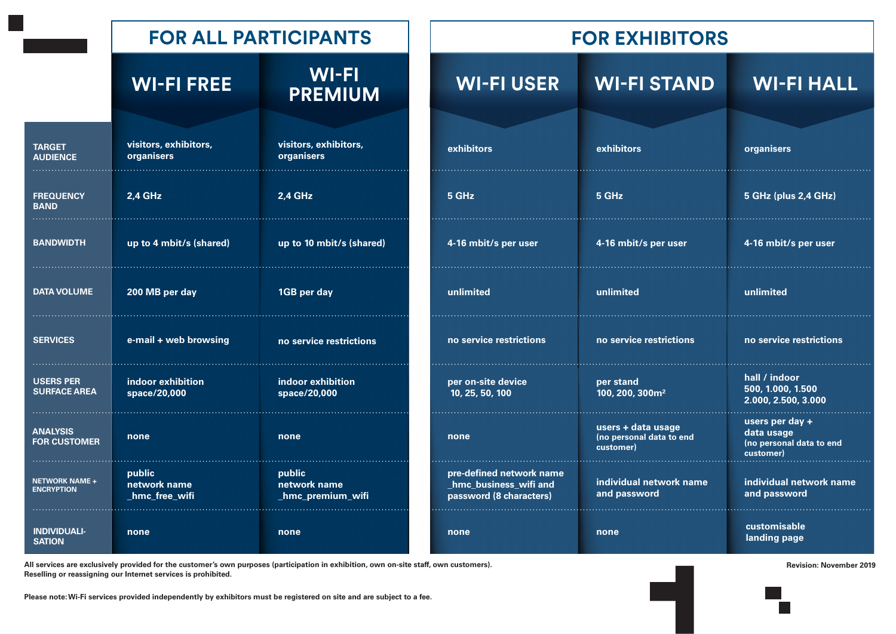| | FOR ALL PARTICIPANTS | | FOR EXHIBITORS | | |
|---|---|---|---|---|---|
| | **WI-FI FREE** | **WI-FI PREMIUM** | **WI-FI USER** | **WI-FI STAND** | **WI-FI HALL** |
| **TARGET AUDIENCE** | visitors, exhibitors, organisers | visitors, exhibitors, organisers | exhibitors | exhibitors | organisers |
| **FREQUENCY BAND** | 2,4 GHz | 2,4 GHz | 5 GHz | 5 GHz | 5 GHz (plus 2,4 GHz) |
| **BANDWIDTH** | up to 4 mbit/s (shared) | up to 10 mbit/s (shared) | 4-16 mbit/s per user | 4-16 mbit/s per user | 4-16 mbit/s per user |
| **DATA VOLUME** | 200 MB per day | 1GB per day | unlimited | unlimited | unlimited |
| **SERVICES** | e-mail + web browsing | no service restrictions | no service restrictions | no service restrictions | no service restrictions |
| **USERS PER SURFACE AREA** | indoor exhibition space/20,000 | indoor exhibition space/20,000 | per on-site device 10, 25, 50, 100 | per stand 100, 200, 300m² | hall / indoor 500, 1.000, 1.500 2.000, 2.500, 3.000 |
| **ANALYSIS FOR CUSTOMER** | none | none | none | users + data usage (no personal data to end customer) | users per day + data usage (no personal data to end customer) |
| **NETWORK NAME + ENCRYPTION** | public network name _hmc_free_wifi | public network name _hmc_premium_wifi | pre-defined network name _hmc_business_wifi and password (8 characters) | individual network name and password | individual network name and password |
| **INDIVIDUALISATION** | none | none | none | none | customisable landing page |

All services are exclusively provided for the customer's own purposes (participation in exhibition, own on-site staff, own customers).
Reselling or reassigning our Internet services is prohibited.

Revision: November 2019

Please note: Wi-Fi services provided independently by exhibitors must be registered on site and are subject to a fee.